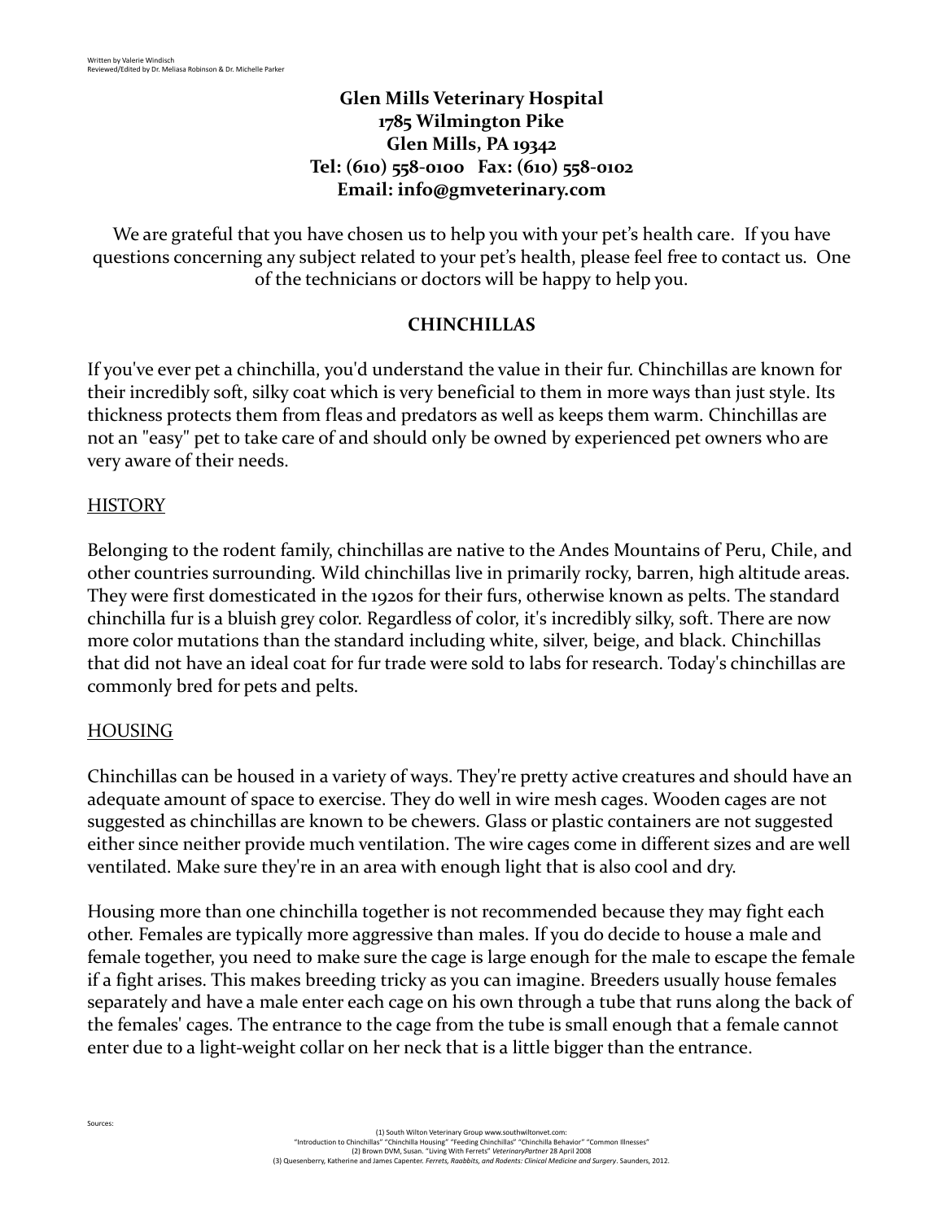Written by Valerie Windisch
Reviewed/Edited by Dr. Meliasa Robinson & Dr. Michelle Parker

**Glen Mills Veterinary Hospital**
**1785 Wilmington Pike**
**Glen Mills, PA 19342**
**Tel: (610) 558-0100 Fax: (610) 558-0102**
**Email: info@gmveterinary.com**

We are grateful that you have chosen us to help you with your pet's health care. If you have questions concerning any subject related to your pet's health, please feel free to contact us. One of the technicians or doctors will be happy to help you.

# CHINCHILLAS

If you've ever pet a chinchilla, you'd understand the value in their fur. Chinchillas are known for their incredibly soft, silky coat which is very beneficial to them in more ways than just style. Its thickness protects them from fleas and predators as well as keeps them warm. Chinchillas are not an "easy" pet to take care of and should only be owned by experienced pet owners who are very aware of their needs.

## HISTORY

Belonging to the rodent family, chinchillas are native to the Andes Mountains of Peru, Chile, and other countries surrounding. Wild chinchillas live in primarily rocky, barren, high altitude areas. They were first domesticated in the 1920s for their furs, otherwise known as pelts. The standard chinchilla fur is a bluish grey color. Regardless of color, it's incredibly silky, soft. There are now more color mutations than the standard including white, silver, beige, and black. Chinchillas that did not have an ideal coat for fur trade were sold to labs for research. Today's chinchillas are commonly bred for pets and pelts.

## HOUSING

Chinchillas can be housed in a variety of ways. They're pretty active creatures and should have an adequate amount of space to exercise. They do well in wire mesh cages. Wooden cages are not suggested as chinchillas are known to be chewers. Glass or plastic containers are not suggested either since neither provide much ventilation. The wire cages come in different sizes and are well ventilated. Make sure they're in an area with enough light that is also cool and dry.

Housing more than one chinchilla together is not recommended because they may fight each other. Females are typically more aggressive than males. If you do decide to house a male and female together, you need to make sure the cage is large enough for the male to escape the female if a fight arises. This makes breeding tricky as you can imagine. Breeders usually house females separately and have a male enter each cage on his own through a tube that runs along the back of the females' cages. The entrance to the cage from the tube is small enough that a female cannot enter due to a light-weight collar on her neck that is a little bigger than the entrance.

Sources:

(1) South Wilton Veterinary Group www.southwiltonvet.com:
"Introduction to Chinchillas" "Chinchilla Housing" "Feeding Chinchillas" "Chinchilla Behavior" "Common Illnesses"
(2) Brown DVM, Susan. "Living With Ferrets" *VeterinaryPartner* 28 April 2008
(3) Quesenberry, Katherine and James Capenter. *Ferrets, Raabbits, and Rodents: Clinical Medicine and Surgery*. Saunders, 2012.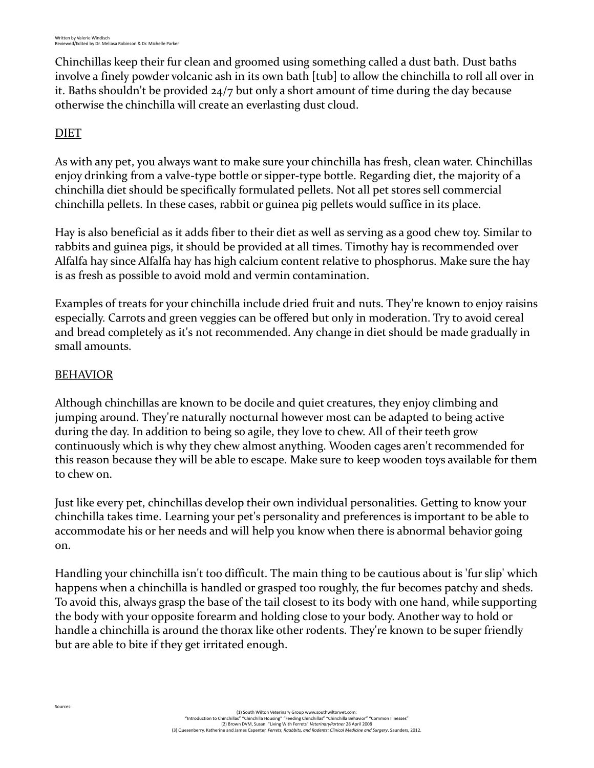Chinchillas keep their fur clean and groomed using something called a dust bath. Dust baths involve a finely powder volcanic ash in its own bath [tub] to allow the chinchilla to roll all over in it. Baths shouldn't be provided 24/7 but only a short amount of time during the day because otherwise the chinchilla will create an everlasting dust cloud.

## DIET

As with any pet, you always want to make sure your chinchilla has fresh, clean water. Chinchillas enjoy drinking from a valve-type bottle or sipper-type bottle. Regarding diet, the majority of a chinchilla diet should be specifically formulated pellets. Not all pet stores sell commercial chinchilla pellets. In these cases, rabbit or guinea pig pellets would suffice in its place.

Hay is also beneficial as it adds fiber to their diet as well as serving as a good chew toy. Similar to rabbits and guinea pigs, it should be provided at all times. Timothy hay is recommended over Alfalfa hay since Alfalfa hay has high calcium content relative to phosphorus. Make sure the hay is as fresh as possible to avoid mold and vermin contamination.

Examples of treats for your chinchilla include dried fruit and nuts. They're known to enjoy raisins especially. Carrots and green veggies can be offered but only in moderation. Try to avoid cereal and bread completely as it's not recommended. Any change in diet should be made gradually in small amounts.

## BEHAVIOR

Although chinchillas are known to be docile and quiet creatures, they enjoy climbing and jumping around. They're naturally nocturnal however most can be adapted to being active during the day. In addition to being so agile, they love to chew. All of their teeth grow continuously which is why they chew almost anything. Wooden cages aren't recommended for this reason because they will be able to escape. Make sure to keep wooden toys available for them to chew on.

Just like every pet, chinchillas develop their own individual personalities. Getting to know your chinchilla takes time. Learning your pet's personality and preferences is important to be able to accommodate his or her needs and will help you know when there is abnormal behavior going on.

Handling your chinchilla isn't too difficult. The main thing to be cautious about is 'fur slip' which happens when a chinchilla is handled or grasped too roughly, the fur becomes patchy and sheds. To avoid this, always grasp the base of the tail closest to its body with one hand, while supporting the body with your opposite forearm and holding close to your body. Another way to hold or handle a chinchilla is around the thorax like other rodents. They're known to be super friendly but are able to bite if they get irritated enough.

Sources:

(1) South Wilton Veterinary Group www.southwiltonvet.com:
"Introduction to Chinchillas" "Chinchilla Housing" "Feeding Chinchillas" "Chinchilla Behavior" "Common Illnesses"
(2) Brown DVM, Susan. "Living With Ferrets" *VeterinaryPartner* 28 April 2008
(3) Quesenberry, Katherine and James Capenter. *Ferrets, Raabbits, and Rodents: Clinical Medicine and Surgery*. Saunders, 2012.